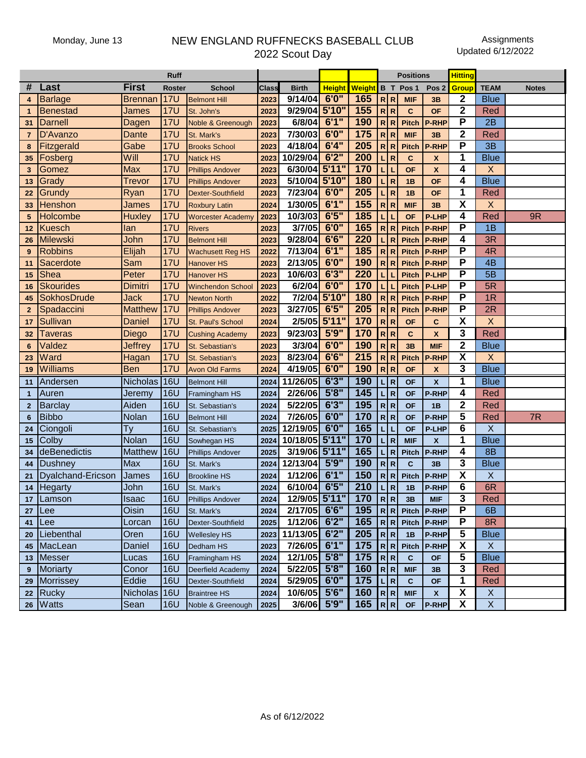Monday, June 13

# NEW ENGLAND RUFFNECKS BASEBALL CLUB
## 2022 Scout Day

Assignments
Updated 6/12/2022

| | | Ruff | | | | | | | Positions | | | | Hitting | | |
|---|---|---|---|---|---|---|---|---|---|---|---|---|---|---|---|
| # | Last | First | Roster | School | Class | Birth | Height | Weight | B | T | Pos 1 | Pos 2 | Group | TEAM | Notes |
| 4 | Barlage | Brennan | 17U | Belmont Hill | 2023 | 9/14/04 | 6'0" | 165 | R | R | MIF | 3B | 2 | Blue | |
| 1 | Benestad | James | 17U | St. John's | 2023 | 9/29/04 | 5'10" | 155 | R | R | C | OF | 2 | Red | |
| 31 | Darnell | Dagen | 17U | Noble & Greenough | 2023 | 6/8/04 | 6'1" | 190 | R | R | Pitch | P-RHP | P | 2B | |
| 7 | D'Avanzo | Dante | 17U | St. Mark's | 2023 | 7/30/03 | 6'0" | 175 | R | R | MIF | 3B | 2 | Red | |
| 8 | Fitzgerald | Gabe | 17U | Brooks School | 2023 | 4/18/04 | 6'4" | 205 | R | R | Pitch | P-RHP | P | 3B | |
| 35 | Fosberg | Will | 17U | Natick HS | 2023 | 10/29/04 | 6'2" | 200 | L | R | C | X | 1 | Blue | |
| 3 | Gomez | Max | 17U | Phillips Andover | 2023 | 6/30/04 | 5'11" | 170 | L | L | OF | X | 4 | X | |
| 13 | Grady | Trevor | 17U | Phillips Andover | 2023 | 5/10/04 | 5'10" | 180 | L | R | 1B | OF | 4 | Blue | |
| 22 | Grundy | Ryan | 17U | Dexter-Southfield | 2023 | 7/23/04 | 6'0" | 205 | L | R | 1B | OF | 1 | Red | |
| 33 | Henshon | James | 17U | Roxbury Latin | 2024 | 1/30/05 | 6'1" | 155 | R | R | MIF | 3B | X | X | |
| 5 | Holcombe | Huxley | 17U | Worcester Academy | 2023 | 10/3/03 | 6'5" | 185 | L | L | OF | P-LHP | 4 | Red | 9R |
| 12 | Kuesch | Ian | 17U | Rivers | 2023 | 3/7/05 | 6'0" | 165 | R | R | Pitch | P-RHP | P | 1B | |
| 26 | Milewski | John | 17U | Belmont Hill | 2023 | 9/28/04 | 6'6" | 220 | L | R | Pitch | P-RHP | 4 | 3R | |
| 9 | Robbins | Elijah | 17U | Wachusett Reg HS | 2022 | 7/13/04 | 6'1" | 185 | R | R | Pitch | P-RHP | P | 4R | |
| 11 | Sacerdote | Sam | 17U | Hanover HS | 2023 | 2/13/05 | 6'0" | 190 | R | R | Pitch | P-RHP | P | 4B | |
| 15 | Shea | Peter | 17U | Hanover HS | 2023 | 10/6/03 | 6'3" | 220 | L | L | Pitch | P-LHP | P | 5B | |
| 16 | Skourides | Dimitri | 17U | Winchendon School | 2023 | 6/2/04 | 6'0" | 170 | L | L | Pitch | P-LHP | P | 5R | |
| 45 | SokhosDrude | Jack | 17U | Newton North | 2022 | 7/2/04 | 5'10" | 180 | R | R | Pitch | P-RHP | P | 1R | |
| 2 | Spadaccini | Matthew | 17U | Phillips Andover | 2023 | 3/27/05 | 6'5" | 205 | R | R | Pitch | P-RHP | P | 2R | |
| 17 | Sullivan | Daniel | 17U | St. Paul's School | 2024 | 2/5/05 | 5'11" | 170 | R | R | OF | C | X | X | |
| 32 | Taveras | Diego | 17U | Cushing Academy | 2023 | 9/23/03 | 5'9" | 170 | R | R | C | X | 3 | Red | |
| 6 | Valdez | Jeffrey | 17U | St. Sebastian's | 2023 | 3/3/04 | 6'0" | 190 | R | R | 3B | MIF | 2 | Blue | |
| 23 | Ward | Hagan | 17U | St. Sebastian's | 2023 | 8/23/04 | 6'6" | 215 | R | R | Pitch | P-RHP | X | X | |
| 19 | Williams | Ben | 17U | Avon Old Farms | 2024 | 4/19/05 | 6'0" | 190 | R | R | OF | X | 3 | Blue | |
| 11 | Andersen | Nicholas | 16U | Belmont Hill | 2024 | 11/26/05 | 6'3" | 190 | L | R | OF | X | 1 | Blue | |
| 1 | Auren | Jeremy | 16U | Framingham HS | 2024 | 2/26/06 | 5'8" | 145 | L | R | OF | P-RHP | 4 | Red | |
| 2 | Barclay | Aiden | 16U | St. Sebastian's | 2024 | 5/22/05 | 6'3" | 195 | R | R | OF | 1B | 2 | Red | |
| 6 | Bibbo | Nolan | 16U | Belmont Hill | 2024 | 7/26/05 | 6'0" | 170 | R | R | OF | P-RHP | 5 | Red | 7R |
| 24 | Ciongoli | Ty | 16U | St. Sebastian's | 2025 | 12/19/05 | 6'0" | 165 | L | L | OF | P-LHP | 6 | X | |
| 15 | Colby | Nolan | 16U | Sowhegan HS | 2024 | 10/18/05 | 5'11" | 170 | L | R | MIF | X | 1 | Blue | |
| 34 | deBenedictis | Matthew | 16U | Phillips Andover | 2025 | 3/19/06 | 5'11" | 165 | L | R | Pitch | P-RHP | 4 | 8B | |
| 44 | Dushney | Max | 16U | St. Mark's | 2024 | 12/13/04 | 5'9" | 190 | R | R | C | 3B | 3 | Blue | |
| 21 | Dyalchand-Ericson | James | 16U | Brookline HS | 2024 | 1/12/06 | 6'1" | 150 | R | R | Pitch | P-RHP | X | X | |
| 14 | Hegarty | John | 16U | St. Mark's | 2024 | 6/10/04 | 6'5" | 210 | L | R | 1B | P-RHP | 6 | 6R | |
| 17 | Lamson | Isaac | 16U | Phillips Andover | 2024 | 12/9/05 | 5'11" | 170 | R | R | 3B | MIF | 3 | Red | |
| 27 | Lee | Oisin | 16U | St. Mark's | 2024 | 2/17/05 | 6'6" | 195 | R | R | Pitch | P-RHP | P | 6B | |
| 41 | Lee | Lorcan | 16U | Dexter-Southfield | 2025 | 1/12/06 | 6'2" | 165 | R | R | Pitch | P-RHP | P | 8R | |
| 20 | Liebenthal | Oren | 16U | Wellesley HS | 2023 | 11/13/05 | 6'2" | 205 | R | R | 1B | P-RHP | 5 | Blue | |
| 45 | MacLean | Daniel | 16U | Dedham HS | 2023 | 7/26/05 | 6'1" | 175 | R | R | Pitch | P-RHP | X | X | |
| 13 | Messer | Lucas | 16U | Framingham HS | 2024 | 12/1/05 | 5'8" | 175 | R | R | C | OF | 5 | Blue | |
| 9 | Moriarty | Conor | 16U | Deerfield Academy | 2024 | 5/22/05 | 5'8" | 160 | R | R | MIF | 3B | 3 | Red | |
| 29 | Morrissey | Eddie | 16U | Dexter-Southfield | 2024 | 5/29/05 | 6'0" | 175 | L | R | C | OF | 1 | Red | |
| 22 | Rucky | Nicholas | 16U | Braintree HS | 2024 | 10/6/05 | 5'6" | 160 | R | R | MIF | X | X | X | |
| 26 | Watts | Sean | 16U | Noble & Greenough | 2025 | 3/6/06 | 5'9" | 165 | R | R | OF | P-RHP | X | X | |

As of 6/12/2022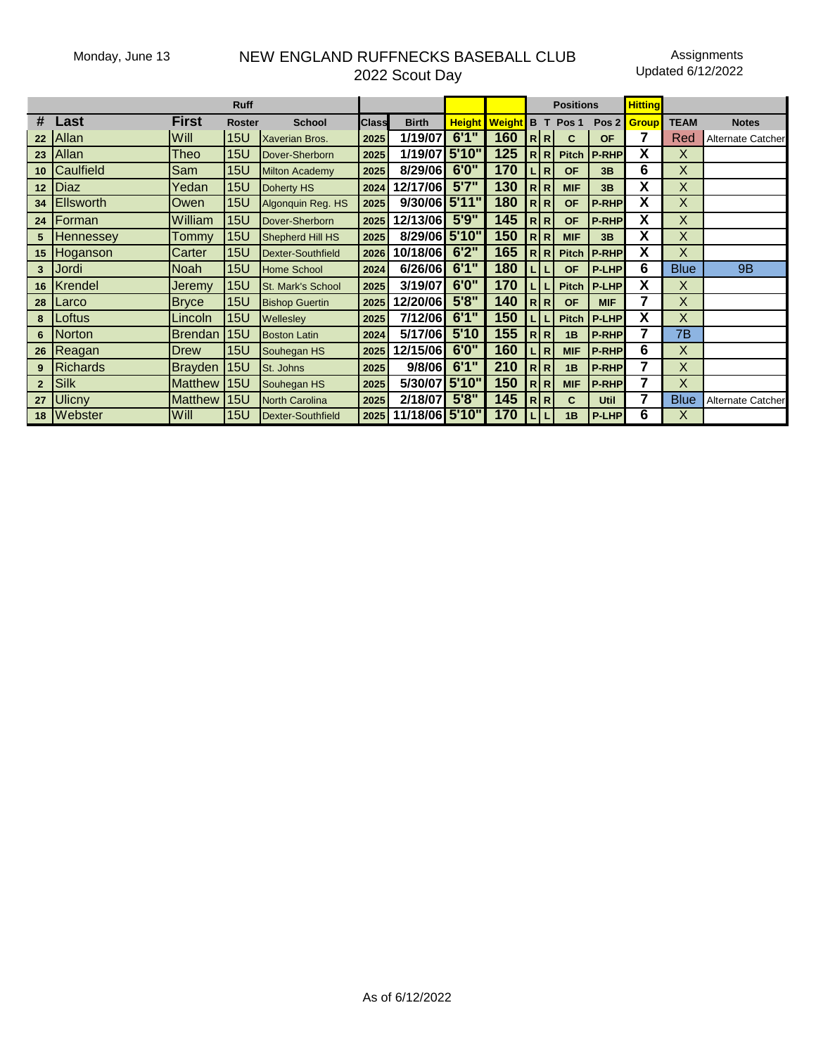Monday, June 13

# NEW ENGLAND RUFFNECKS BASEBALL CLUB
## 2022 Scout Day

Assignments
Updated 6/12/2022

| | | Ruff | | | | | | | | | Positions | | Hitting | | |
|---|---|---|---|---|---|---|---|---|---|---|---|---|---|---|---|
| # | Last | First | Roster | School | Class | Birth | Height | Weight | B | T | Pos 1 | Pos 2 | Group | TEAM | Notes |
| 22 | Allan | Will | 15U | Xaverian Bros. | 2025 | 1/19/07 | 6'1" | 160 | R | R | C | OF | 7 | Red | Alternate Catcher |
| 23 | Allan | Theo | 15U | Dover-Sherborn | 2025 | 1/19/07 | 5'10" | 125 | R | R | Pitch | P-RHP | X | X | |
| 10 | Caulfield | Sam | 15U | Milton Academy | 2025 | 8/29/06 | 6'0" | 170 | L | R | OF | 3B | 6 | X | |
| 12 | Diaz | Yedan | 15U | Doherty HS | 2024 | 12/17/06 | 5'7" | 130 | R | R | MIF | 3B | X | X | |
| 34 | Ellsworth | Owen | 15U | Algonquin Reg. HS | 2025 | 9/30/06 | 5'11" | 180 | R | R | OF | P-RHP | X | X | |
| 24 | Forman | William | 15U | Dover-Sherborn | 2025 | 12/13/06 | 5'9" | 145 | R | R | OF | P-RHP | X | X | |
| 5 | Hennessey | Tommy | 15U | Shepherd Hill HS | 2025 | 8/29/06 | 5'10" | 150 | R | R | MIF | 3B | X | X | |
| 15 | Hoganson | Carter | 15U | Dexter-Southfield | 2026 | 10/18/06 | 6'2" | 165 | R | R | Pitch | P-RHP | X | X | |
| 3 | Jordi | Noah | 15U | Home School | 2024 | 6/26/06 | 6'1" | 180 | L | L | OF | P-LHP | 6 | Blue | 9B |
| 16 | Krendel | Jeremy | 15U | St. Mark's School | 2025 | 3/19/07 | 6'0" | 170 | L | L | Pitch | P-LHP | X | X | |
| 28 | Larco | Bryce | 15U | Bishop Guertin | 2025 | 12/20/06 | 5'8" | 140 | R | R | OF | MIF | 7 | X | |
| 8 | Loftus | Lincoln | 15U | Wellesley | 2025 | 7/12/06 | 6'1" | 150 | L | L | Pitch | P-LHP | X | X | |
| 6 | Norton | Brendan | 15U | Boston Latin | 2024 | 5/17/06 | 5'10 | 155 | R | R | 1B | P-RHP | 7 | 7B | |
| 26 | Reagan | Drew | 15U | Souhegan HS | 2025 | 12/15/06 | 6'0" | 160 | L | R | MIF | P-RHP | 6 | X | |
| 9 | Richards | Brayden | 15U | St. Johns | 2025 | 9/8/06 | 6'1" | 210 | R | R | 1B | P-RHP | 7 | X | |
| 2 | Silk | Matthew | 15U | Souhegan HS | 2025 | 5/30/07 | 5'10" | 150 | R | R | MIF | P-RHP | 7 | X | |
| 27 | Ulicny | Matthew | 15U | North Carolina | 2025 | 2/18/07 | 5'8" | 145 | R | R | C | Util | 7 | Blue | Alternate Catcher |
| 18 | Webster | Will | 15U | Dexter-Southfield | 2025 | 11/18/06 | 5'10" | 170 | L | L | 1B | P-LHP | 6 | X | |

As of 6/12/2022